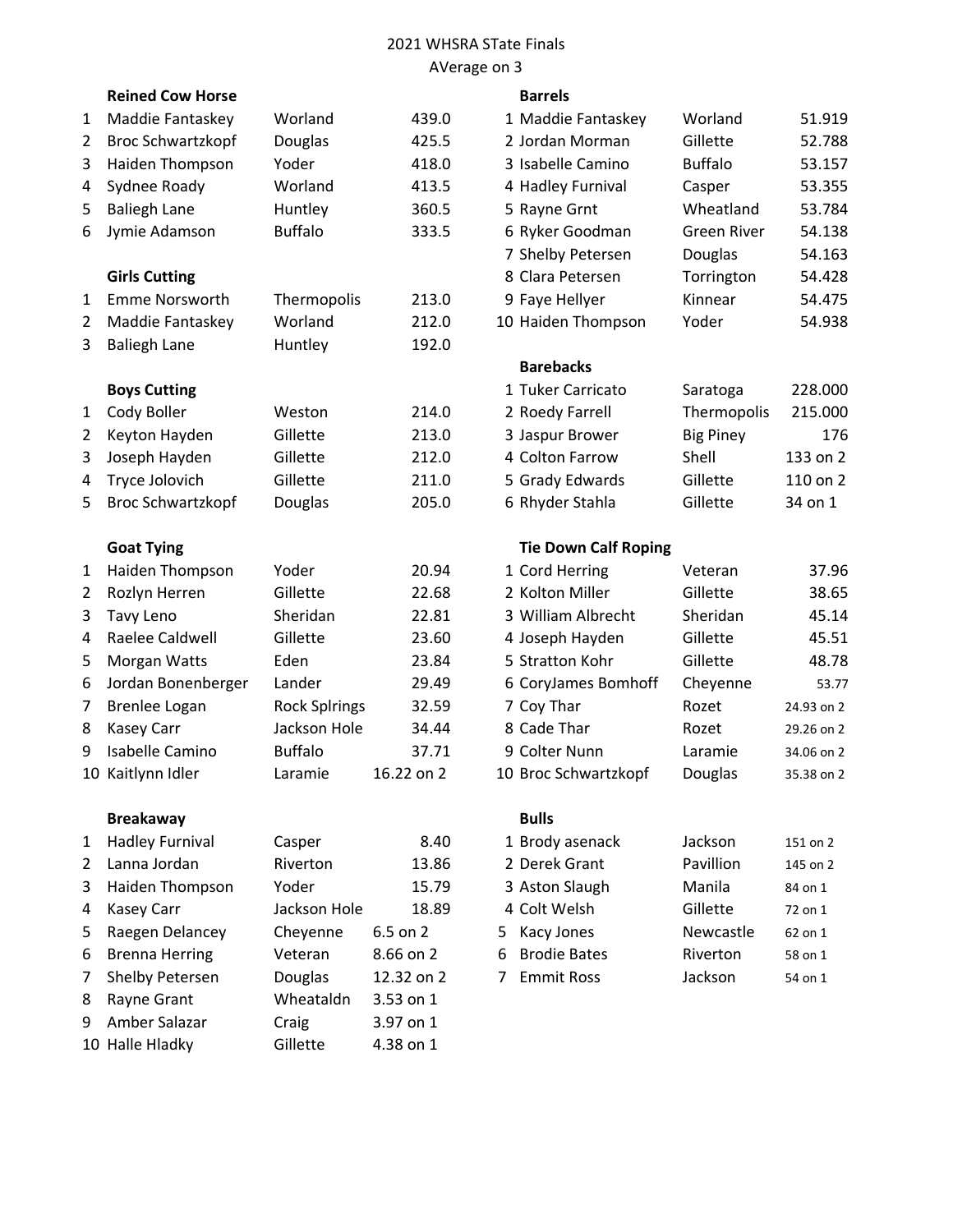2021 WHSRA STate Finals

AVerage on 3

### Reined Cow Horse

| | Name | Town | Score |
|---|---|---|---|
| 1 | Maddie Fantaskey | Worland | 439.0 |
| 2 | Broc Schwartzkopf | Douglas | 425.5 |
| 3 | Haiden Thompson | Yoder | 418.0 |
| 4 | Sydnee Roady | Worland | 413.5 |
| 5 | Baliegh Lane | Huntley | 360.5 |
| 6 | Jymie Adamson | Buffalo | 333.5 |

### Girls Cutting

| | Name | Town | Score |
|---|---|---|---|
| 1 | Emme Norsworth | Thermopolis | 213.0 |
| 2 | Maddie Fantaskey | Worland | 212.0 |
| 3 | Baliegh Lane | Huntley | 192.0 |

### Boys Cutting

| | Name | Town | Score |
|---|---|---|---|
| 1 | Cody Boller | Weston | 214.0 |
| 2 | Keyton Hayden | Gillette | 213.0 |
| 3 | Joseph Hayden | Gillette | 212.0 |
| 4 | Tryce Jolovich | Gillette | 211.0 |
| 5 | Broc Schwartzkopf | Douglas | 205.0 |

### Goat Tying

| | Name | Town | Score |
|---|---|---|---|
| 1 | Haiden Thompson | Yoder | 20.94 |
| 2 | Rozlyn Herren | Gillette | 22.68 |
| 3 | Tavy Leno | Sheridan | 22.81 |
| 4 | Raelee Caldwell | Gillette | 23.60 |
| 5 | Morgan Watts | Eden | 23.84 |
| 6 | Jordan Bonenberger | Lander | 29.49 |
| 7 | Brenlee Logan | Rock Splrings | 32.59 |
| 8 | Kasey Carr | Jackson Hole | 34.44 |
| 9 | Isabelle Camino | Buffalo | 37.71 |
| 10 | Kaitlynn Idler | Laramie | 16.22 on 2 |

### Breakaway

| | Name | Town | Score |
|---|---|---|---|
| 1 | Hadley Furnival | Casper | 8.40 |
| 2 | Lanna Jordan | Riverton | 13.86 |
| 3 | Haiden Thompson | Yoder | 15.79 |
| 4 | Kasey Carr | Jackson Hole | 18.89 |
| 5 | Raegen Delancey | Cheyenne | 6.5 on 2 |
| 6 | Brenna Herring | Veteran | 8.66 on 2 |
| 7 | Shelby Petersen | Douglas | 12.32 on 2 |
| 8 | Rayne Grant | Wheataldn | 3.53 on 1 |
| 9 | Amber Salazar | Craig | 3.97 on 1 |
| 10 | Halle Hladky | Gillette | 4.38 on 1 |

### Barrels

| | Name | Town | Score |
|---|---|---|---|
| 1 | Maddie Fantaskey | Worland | 51.919 |
| 2 | Jordan Morman | Gillette | 52.788 |
| 3 | Isabelle Camino | Buffalo | 53.157 |
| 4 | Hadley Furnival | Casper | 53.355 |
| 5 | Rayne Grnt | Wheatland | 53.784 |
| 6 | Ryker Goodman | Green River | 54.138 |
| 7 | Shelby Petersen | Douglas | 54.163 |
| 8 | Clara Petersen | Torrington | 54.428 |
| 9 | Faye Hellyer | Kinnear | 54.475 |
| 10 | Haiden Thompson | Yoder | 54.938 |

### Barebacks

| | Name | Town | Score |
|---|---|---|---|
| 1 | Tuker Carricato | Saratoga | 228.000 |
| 2 | Roedy Farrell | Thermopolis | 215.000 |
| 3 | Jaspur Brower | Big Piney | 176 |
| 4 | Colton Farrow | Shell | 133 on 2 |
| 5 | Grady Edwards | Gillette | 110 on 2 |
| 6 | Rhyder Stahla | Gillette | 34 on 1 |

### Tie Down Calf Roping

| | Name | Town | Score |
|---|---|---|---|
| 1 | Cord Herring | Veteran | 37.96 |
| 2 | Kolton Miller | Gillette | 38.65 |
| 3 | William Albrecht | Sheridan | 45.14 |
| 4 | Joseph Hayden | Gillette | 45.51 |
| 5 | Stratton Kohr | Gillette | 48.78 |
| 6 | CoryJames Bomhoff | Cheyenne | 53.77 |
| 7 | Coy Thar | Rozet | 24.93 on 2 |
| 8 | Cade Thar | Rozet | 29.26 on 2 |
| 9 | Colter Nunn | Laramie | 34.06 on 2 |
| 10 | Broc Schwartzkopf | Douglas | 35.38 on 2 |

### Bulls

| | Name | Town | Score |
|---|---|---|---|
| 1 | Brody asenack | Jackson | 151 on 2 |
| 2 | Derek Grant | Pavillion | 145 on 2 |
| 3 | Aston Slaugh | Manila | 84 on 1 |
| 4 | Colt Welsh | Gillette | 72 on 1 |
| 5 | Kacy Jones | Newcastle | 62 on 1 |
| 6 | Brodie Bates | Riverton | 58 on 1 |
| 7 | Emmit Ross | Jackson | 54 on 1 |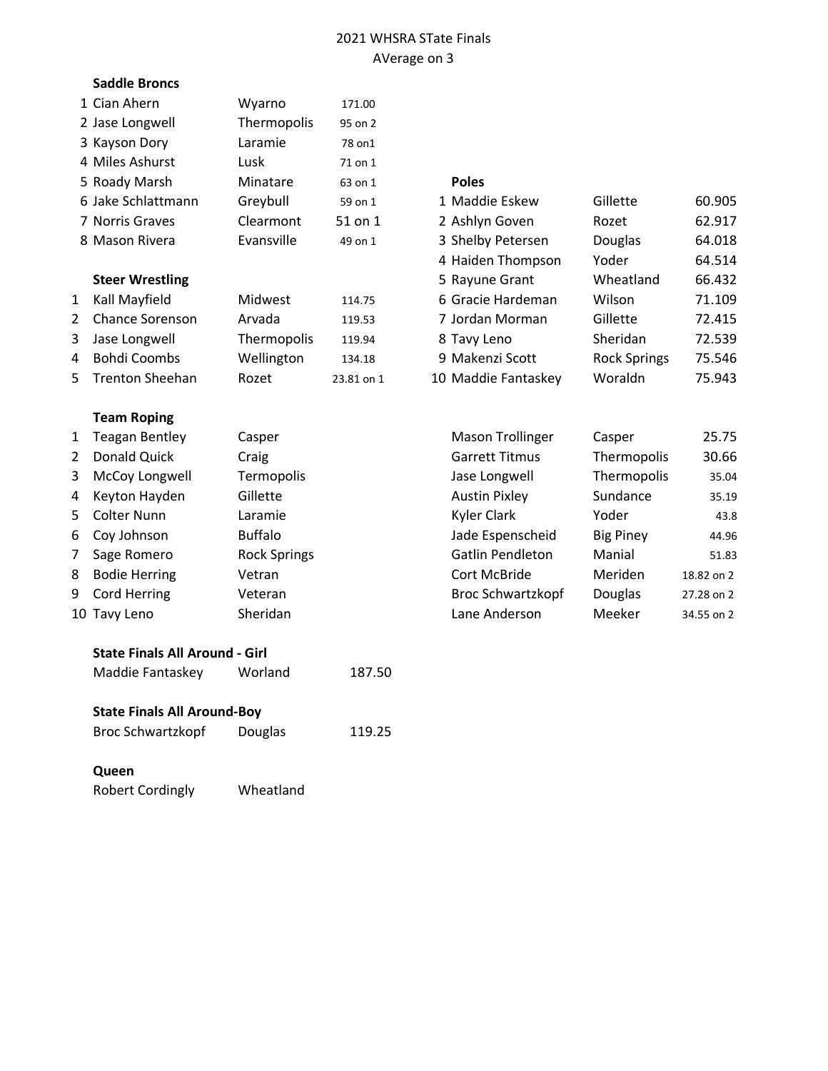2021 WHSRA STate Finals
AVerage on 3

**Saddle Broncs**

| | | | |
|---|---|---|---|
| 1 | Cian Ahern | Wyarno | 171.00 |
| 2 | Jase Longwell | Thermopolis | 95 on 2 |
| 3 | Kayson Dory | Laramie | 78 on1 |
| 4 | Miles Ashurst | Lusk | 71 on 1 |
| 5 | Roady Marsh | Minatare | 63 on 1 |
| 6 | Jake Schlattmann | Greybull | 59 on 1 |
| 7 | Norris Graves | Clearmont | 51 on 1 |
| 8 | Mason Rivera | Evansville | 49 on 1 |

**Steer Wrestling**

| | | | |
|---|---|---|---|
| 1 | Kall Mayfield | Midwest | 114.75 |
| 2 | Chance Sorenson | Arvada | 119.53 |
| 3 | Jase Longwell | Thermopolis | 119.94 |
| 4 | Bohdi Coombs | Wellington | 134.18 |
| 5 | Trenton Sheehan | Rozet | 23.81 on 1 |

**Poles**

| | | | |
|---|---|---|---|
| 1 | Maddie Eskew | Gillette | 60.905 |
| 2 | Ashlyn Goven | Rozet | 62.917 |
| 3 | Shelby Petersen | Douglas | 64.018 |
| 4 | Haiden Thompson | Yoder | 64.514 |
| 5 | Rayune Grant | Wheatland | 66.432 |
| 6 | Gracie Hardeman | Wilson | 71.109 |
| 7 | Jordan Morman | Gillette | 72.415 |
| 8 | Tavy Leno | Sheridan | 72.539 |
| 9 | Makenzi Scott | Rock Springs | 75.546 |
| 10 | Maddie Fantaskey | Woraldn | 75.943 |

**Team Roping**

| | | | | | |
|---|---|---|---|---|---|
| 1 | Teagan Bentley | Casper | Mason Trollinger | Casper | 25.75 |
| 2 | Donald Quick | Craig | Garrett Titmus | Thermopolis | 30.66 |
| 3 | McCoy Longwell | Termopolis | Jase Longwell | Thermopolis | 35.04 |
| 4 | Keyton Hayden | Gillette | Austin Pixley | Sundance | 35.19 |
| 5 | Colter Nunn | Laramie | Kyler Clark | Yoder | 43.8 |
| 6 | Coy Johnson | Buffalo | Jade Espenscheid | Big Piney | 44.96 |
| 7 | Sage Romero | Rock Springs | Gatlin Pendleton | Manial | 51.83 |
| 8 | Bodie Herring | Vetran | Cort McBride | Meriden | 18.82 on 2 |
| 9 | Cord Herring | Veteran | Broc Schwartzkopf | Douglas | 27.28 on 2 |
| 10 | Tavy Leno | Sheridan | Lane Anderson | Meeker | 34.55 on 2 |

**State Finals All Around - Girl**

Maddie Fantaskey | Worland | 187.50

**State Finals All Around-Boy**

Broc Schwartzkopf | Douglas | 119.25

**Queen**

Robert Cordingly | Wheatland